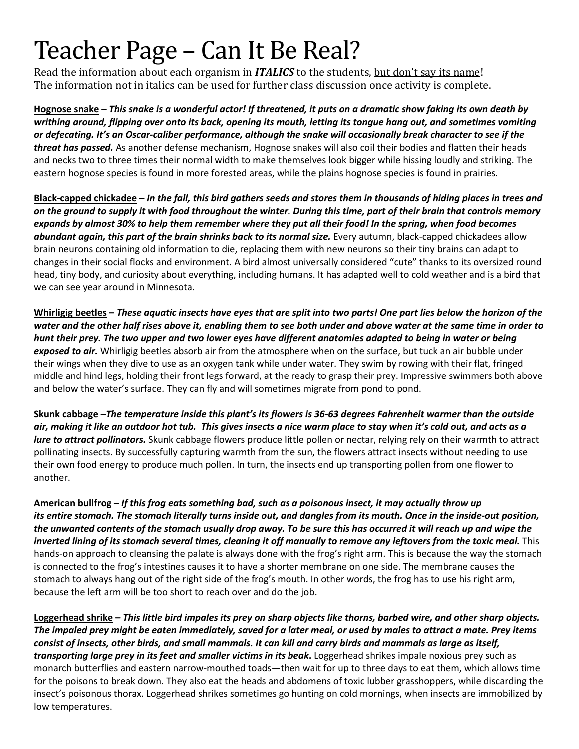# Teacher Page – Can It Be Real?

Read the information about each organism in ***ITALICS*** to the students, <u>but don't say its name</u>!
The information not in italics can be used for further class discussion once activity is complete.

<u>**Hognose snake**</u> **–** ***This snake is a wonderful actor! If threatened, it puts on a dramatic show faking its own death by writhing around, flipping over onto its back, opening its mouth, letting its tongue hang out, and sometimes vomiting or defecating. It's an Oscar-caliber performance, although the snake will occasionally break character to see if the threat has passed.*** As another defense mechanism, Hognose snakes will also coil their bodies and flatten their heads and necks two to three times their normal width to make themselves look bigger while hissing loudly and striking. The eastern hognose species is found in more forested areas, while the plains hognose species is found in prairies.

<u>**Black-capped chickadee**</u> **–** ***In the fall, this bird gathers seeds and stores them in thousands of hiding places in trees and on the ground to supply it with food throughout the winter. During this time, part of their brain that controls memory expands by almost 30% to help them remember where they put all their food! In the spring, when food becomes abundant again, this part of the brain shrinks back to its normal size.*** Every autumn, black-capped chickadees allow brain neurons containing old information to die, replacing them with new neurons so their tiny brains can adapt to changes in their social flocks and environment. A bird almost universally considered "cute" thanks to its oversized round head, tiny body, and curiosity about everything, including humans. It has adapted well to cold weather and is a bird that we can see year around in Minnesota.

<u>**Whirligig beetles**</u> **–** ***These aquatic insects have eyes that are split into two parts! One part lies below the horizon of the water and the other half rises above it, enabling them to see both under and above water at the same time in order to hunt their prey. The two upper and two lower eyes have different anatomies adapted to being in water or being exposed to air.*** Whirligig beetles absorb air from the atmosphere when on the surface, but tuck an air bubble under their wings when they dive to use as an oxygen tank while under water. They swim by rowing with their flat, fringed middle and hind legs, holding their front legs forward, at the ready to grasp their prey. Impressive swimmers both above and below the water's surface. They can fly and will sometimes migrate from pond to pond.

<u>**Skunk cabbage**</u> **–*****The temperature inside this plant's its flowers is 36-63 degrees Fahrenheit warmer than the outside air, making it like an outdoor hot tub. This gives insects a nice warm place to stay when it's cold out, and acts as a lure to attract pollinators.*** Skunk cabbage flowers produce little pollen or nectar, relying rely on their warmth to attract pollinating insects. By successfully capturing warmth from the sun, the flowers attract insects without needing to use their own food energy to produce much pollen. In turn, the insects end up transporting pollen from one flower to another.

<u>**American bullfrog**</u> **–** ***If this frog eats something bad, such as a poisonous insect, it may actually throw up its entire stomach. The stomach literally turns inside out, and dangles from its mouth. Once in the inside-out position, the unwanted contents of the stomach usually drop away. To be sure this has occurred it will reach up and wipe the inverted lining of its stomach several times, cleaning it off manually to remove any leftovers from the toxic meal.*** This hands-on approach to cleansing the palate is always done with the frog's right arm. This is because the way the stomach is connected to the frog's intestines causes it to have a shorter membrane on one side. The membrane causes the stomach to always hang out of the right side of the frog's mouth. In other words, the frog has to use his right arm, because the left arm will be too short to reach over and do the job.

<u>**Loggerhead shrike**</u> **–** ***This little bird impales its prey on sharp objects like thorns, barbed wire, and other sharp objects. The impaled prey might be eaten immediately, saved for a later meal, or used by males to attract a mate. Prey items consist of insects, other birds, and small mammals. It can kill and carry birds and mammals as large as itself, transporting large prey in its feet and smaller victims in its beak*****.** Loggerhead shrikes impale noxious prey such as monarch butterflies and eastern narrow-mouthed toads—then wait for up to three days to eat them, which allows time for the poisons to break down. They also eat the heads and abdomens of toxic lubber grasshoppers, while discarding the insect's poisonous thorax. Loggerhead shrikes sometimes go hunting on cold mornings, when insects are immobilized by low temperatures.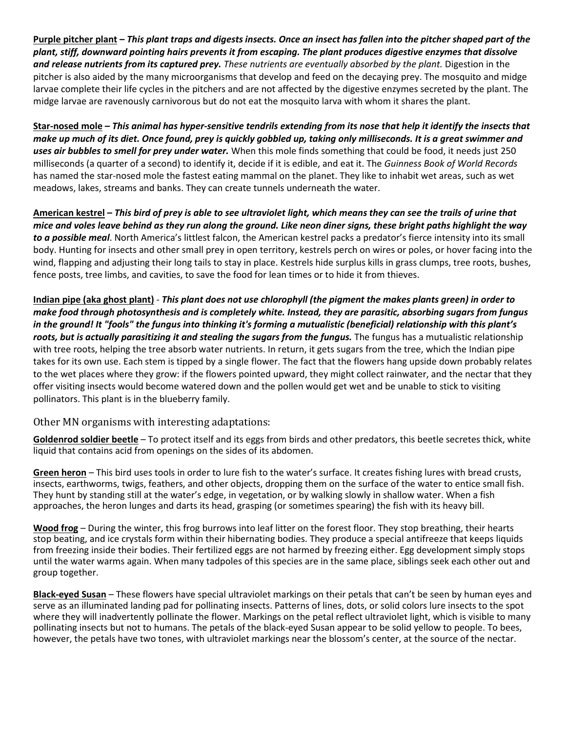**Purple pitcher plant** – ***This plant traps and digests insects. Once an insect has fallen into the pitcher shaped part of the plant, stiff, downward pointing hairs prevents it from escaping. The plant produces digestive enzymes that dissolve and release nutrients from its captured prey.*** *These nutrients are eventually absorbed by the plant.* Digestion in the pitcher is also aided by the many microorganisms that develop and feed on the decaying prey. The mosquito and midge larvae complete their life cycles in the pitchers and are not affected by the digestive enzymes secreted by the plant. The midge larvae are ravenously carnivorous but do not eat the mosquito larva with whom it shares the plant.

**Star-nosed mole** – ***This animal has hyper-sensitive tendrils extending from its nose that help it identify the insects that make up much of its diet. Once found, prey is quickly gobbled up, taking only milliseconds. It is a great swimmer and uses air bubbles to smell for prey under water.*** When this mole finds something that could be food, it needs just 250 milliseconds (a quarter of a second) to identify it, decide if it is edible, and eat it. The *Guinness Book of World Records* has named the star-nosed mole the fastest eating mammal on the planet. They like to inhabit wet areas, such as wet meadows, lakes, streams and banks. They can create tunnels underneath the water.

**American kestrel** – ***This bird of prey is able to see ultraviolet light, which means they can see the trails of urine that mice and voles leave behind as they run along the ground. Like neon diner signs, these bright paths highlight the way to a possible meal***. North America's littlest falcon, the American kestrel packs a predator's fierce intensity into its small body. Hunting for insects and other small prey in open territory, kestrels perch on wires or poles, or hover facing into the wind, flapping and adjusting their long tails to stay in place. Kestrels hide surplus kills in grass clumps, tree roots, bushes, fence posts, tree limbs, and cavities, to save the food for lean times or to hide it from thieves.

**Indian pipe (aka ghost plant)** - ***This plant does not use chlorophyll (the pigment the makes plants green) in order to make food through photosynthesis and is completely white. Instead, they are parasitic, absorbing sugars from fungus in the ground! It "fools" the fungus into thinking it's forming a mutualistic (beneficial) relationship with this plant's roots, but is actually parasitizing it and stealing the sugars from the fungus.*** The fungus has a mutualistic relationship with tree roots, helping the tree absorb water nutrients. In return, it gets sugars from the tree, which the Indian pipe takes for its own use. Each stem is tipped by a single flower. The fact that the flowers hang upside down probably relates to the wet places where they grow: if the flowers pointed upward, they might collect rainwater, and the nectar that they offer visiting insects would become watered down and the pollen would get wet and be unable to stick to visiting pollinators. This plant is in the blueberry family.

## Other MN organisms with interesting adaptations:

**Goldenrod soldier beetle** – To protect itself and its eggs from birds and other predators, this beetle secretes thick, white liquid that contains acid from openings on the sides of its abdomen.

**Green heron** – This bird uses tools in order to lure fish to the water's surface. It creates fishing lures with bread crusts, insects, earthworms, twigs, feathers, and other objects, dropping them on the surface of the water to entice small fish. They hunt by standing still at the water's edge, in vegetation, or by walking slowly in shallow water. When a fish approaches, the heron lunges and darts its head, grasping (or sometimes spearing) the fish with its heavy bill.

**Wood frog** – During the winter, this frog burrows into leaf litter on the forest floor. They stop breathing, their hearts stop beating, and ice crystals form within their hibernating bodies. They produce a special antifreeze that keeps liquids from freezing inside their bodies. Their fertilized eggs are not harmed by freezing either. Egg development simply stops until the water warms again. When many tadpoles of this species are in the same place, siblings seek each other out and group together.

**Black-eyed Susan** – These flowers have special ultraviolet markings on their petals that can't be seen by human eyes and serve as an illuminated landing pad for pollinating insects. Patterns of lines, dots, or solid colors lure insects to the spot where they will inadvertently pollinate the flower. Markings on the petal reflect ultraviolet light, which is visible to many pollinating insects but not to humans. The petals of the black-eyed Susan appear to be solid yellow to people. To bees, however, the petals have two tones, with ultraviolet markings near the blossom's center, at the source of the nectar.